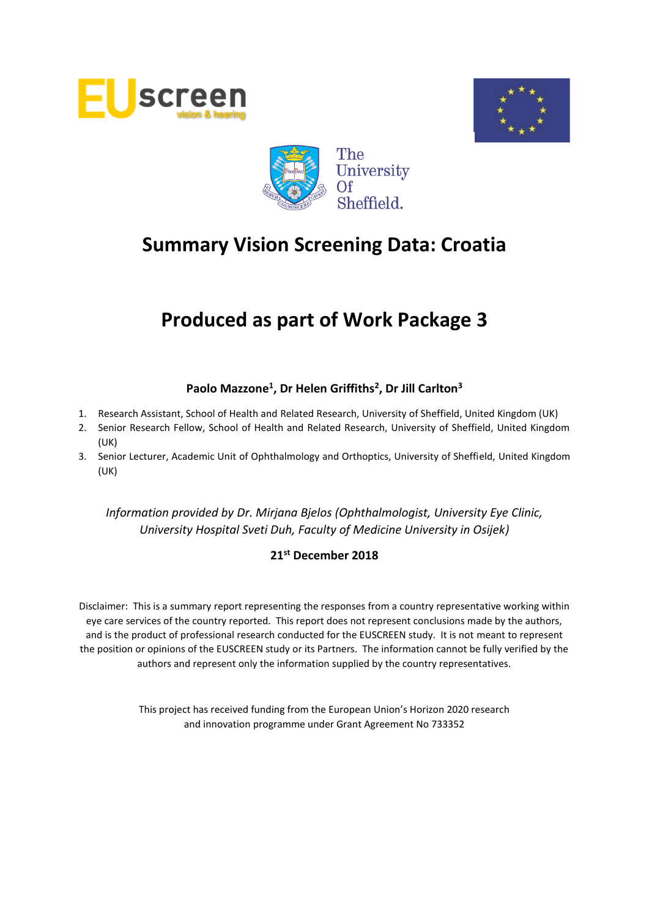# Summary Vision Screening Data: Croatia

# Produced as part of Work Package 3

**Paolo Mazzone[1], Dr Helen Griffiths[2], Dr Jill Carlton[3]**

1. Research Assistant, School of Health and Related Research, University of Sheffield, United Kingdom (UK)
2. Senior Research Fellow, School of Health and Related Research, University of Sheffield, United Kingdom (UK)
3. Senior Lecturer, Academic Unit of Ophthalmology and Orthoptics, University of Sheffield, United Kingdom (UK)

*Information provided by Dr. Mirjana Bjelos (Ophthalmologist, University Eye Clinic, University Hospital Sveti Duh, Faculty of Medicine University in Osijek)*

**21st December 2018**

Disclaimer: This is a summary report representing the responses from a country representative working within eye care services of the country reported. This report does not represent conclusions made by the authors, and is the product of professional research conducted for the EUSCREEN study. It is not meant to represent the position or opinions of the EUSCREEN study or its Partners. The information cannot be fully verified by the authors and represent only the information supplied by the country representatives.

This project has received funding from the European Union's Horizon 2020 research and innovation programme under Grant Agreement No 733352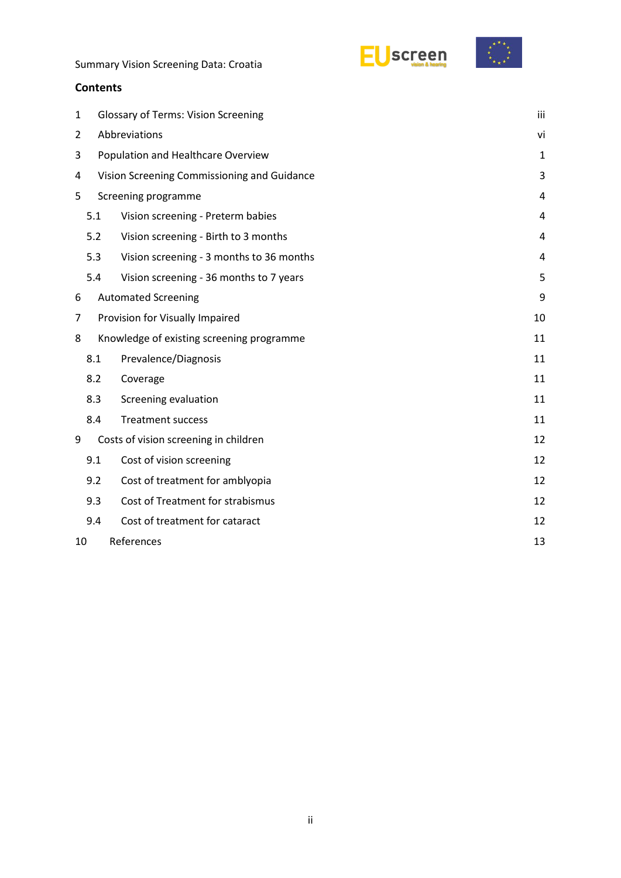## Contents

| | | |
|---|---|---|
| 1 | Glossary of Terms: Vision Screening | iii |
| 2 | Abbreviations | vi |
| 3 | Population and Healthcare Overview | 1 |
| 4 | Vision Screening Commissioning and Guidance | 3 |
| 5 | Screening programme | 4 |
| 5.1 | Vision screening - Preterm babies | 4 |
| 5.2 | Vision screening - Birth to 3 months | 4 |
| 5.3 | Vision screening - 3 months to 36 months | 4 |
| 5.4 | Vision screening - 36 months to 7 years | 5 |
| 6 | Automated Screening | 9 |
| 7 | Provision for Visually Impaired | 10 |
| 8 | Knowledge of existing screening programme | 11 |
| 8.1 | Prevalence/Diagnosis | 11 |
| 8.2 | Coverage | 11 |
| 8.3 | Screening evaluation | 11 |
| 8.4 | Treatment success | 11 |
| 9 | Costs of vision screening in children | 12 |
| 9.1 | Cost of vision screening | 12 |
| 9.2 | Cost of treatment for amblyopia | 12 |
| 9.3 | Cost of Treatment for strabismus | 12 |
| 9.4 | Cost of treatment for cataract | 12 |
| 10 | References | 13 |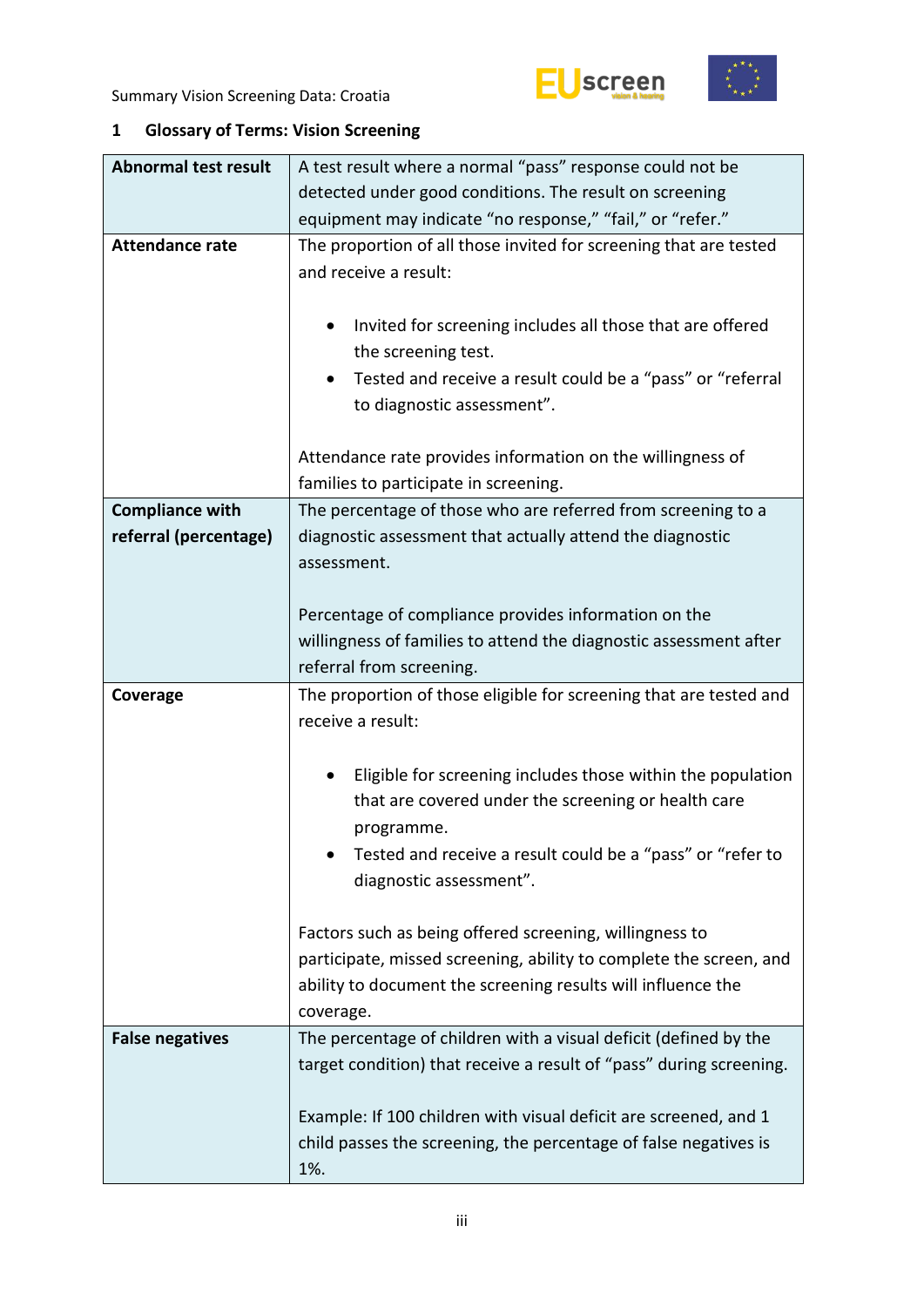## 1 Glossary of Terms: Vision Screening

| | |
|---|---|
| **Abnormal test result** | A test result where a normal “pass” response could not be detected under good conditions. The result on screening equipment may indicate “no response,” “fail,” or “refer.” |
| **Attendance rate** | The proportion of all those invited for screening that are tested and receive a result:<br><br>• Invited for screening includes all those that are offered the screening test.<br>• Tested and receive a result could be a “pass” or “referral to diagnostic assessment”.<br><br>Attendance rate provides information on the willingness of families to participate in screening. |
| **Compliance with referral (percentage)** | The percentage of those who are referred from screening to a diagnostic assessment that actually attend the diagnostic assessment.<br><br>Percentage of compliance provides information on the willingness of families to attend the diagnostic assessment after referral from screening. |
| **Coverage** | The proportion of those eligible for screening that are tested and receive a result:<br><br>• Eligible for screening includes those within the population that are covered under the screening or health care programme.<br>• Tested and receive a result could be a “pass” or “refer to diagnostic assessment”.<br><br>Factors such as being offered screening, willingness to participate, missed screening, ability to complete the screen, and ability to document the screening results will influence the coverage. |
| **False negatives** | The percentage of children with a visual deficit (defined by the target condition) that receive a result of “pass” during screening.<br><br>Example: If 100 children with visual deficit are screened, and 1 child passes the screening, the percentage of false negatives is 1%. |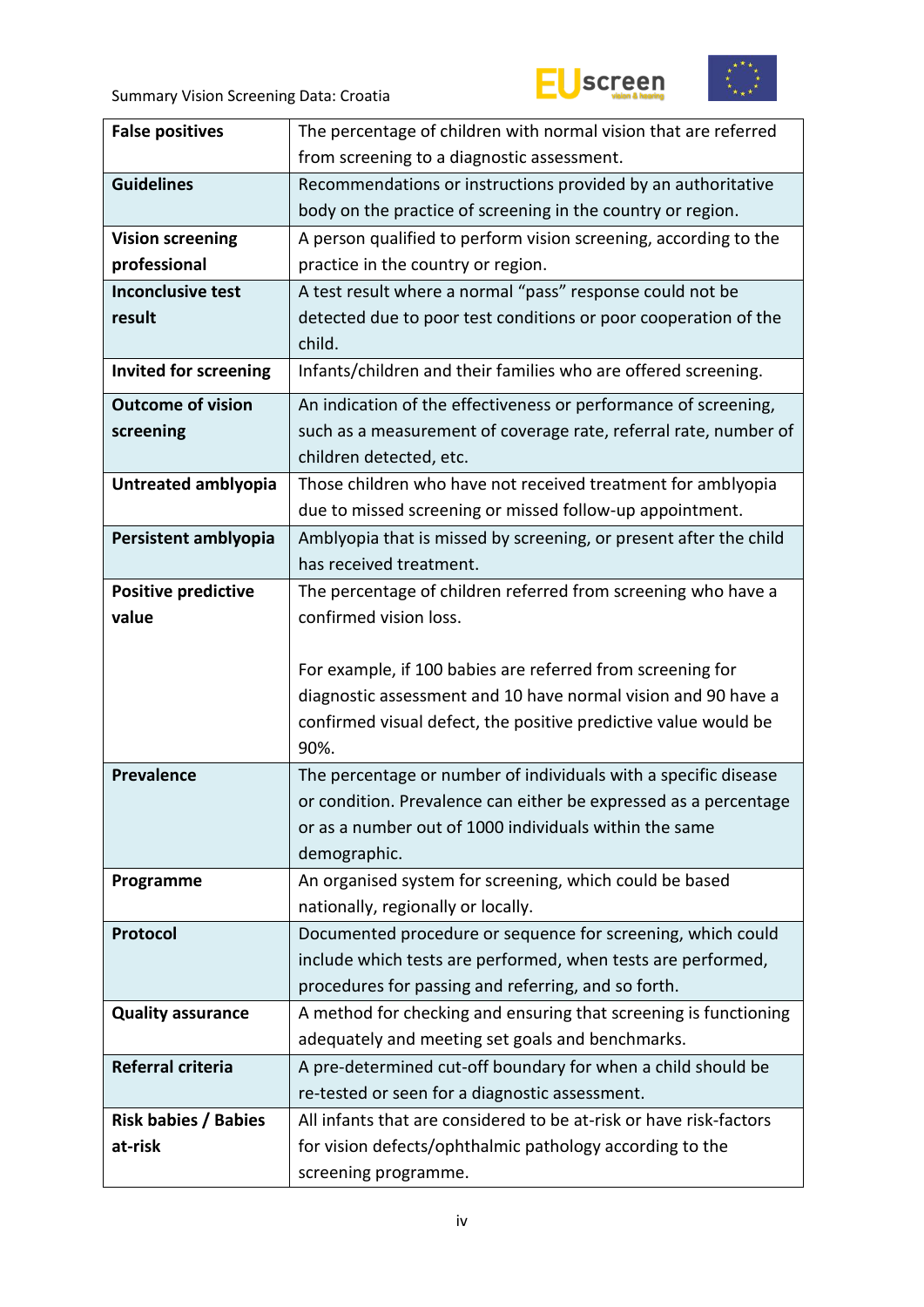| | |
|---|---|
| **False positives** | The percentage of children with normal vision that are referred from screening to a diagnostic assessment. |
| **Guidelines** | Recommendations or instructions provided by an authoritative body on the practice of screening in the country or region. |
| **Vision screening professional** | A person qualified to perform vision screening, according to the practice in the country or region. |
| **Inconclusive test result** | A test result where a normal "pass" response could not be detected due to poor test conditions or poor cooperation of the child. |
| **Invited for screening** | Infants/children and their families who are offered screening. |
| **Outcome of vision screening** | An indication of the effectiveness or performance of screening, such as a measurement of coverage rate, referral rate, number of children detected, etc. |
| **Untreated amblyopia** | Those children who have not received treatment for amblyopia due to missed screening or missed follow-up appointment. |
| **Persistent amblyopia** | Amblyopia that is missed by screening, or present after the child has received treatment. |
| **Positive predictive value** | The percentage of children referred from screening who have a confirmed vision loss.<br><br>For example, if 100 babies are referred from screening for diagnostic assessment and 10 have normal vision and 90 have a confirmed visual defect, the positive predictive value would be 90%. |
| **Prevalence** | The percentage or number of individuals with a specific disease or condition. Prevalence can either be expressed as a percentage or as a number out of 1000 individuals within the same demographic. |
| **Programme** | An organised system for screening, which could be based nationally, regionally or locally. |
| **Protocol** | Documented procedure or sequence for screening, which could include which tests are performed, when tests are performed, procedures for passing and referring, and so forth. |
| **Quality assurance** | A method for checking and ensuring that screening is functioning adequately and meeting set goals and benchmarks. |
| **Referral criteria** | A pre-determined cut-off boundary for when a child should be re-tested or seen for a diagnostic assessment. |
| **Risk babies / Babies at-risk** | All infants that are considered to be at-risk or have risk-factors for vision defects/ophthalmic pathology according to the screening programme. |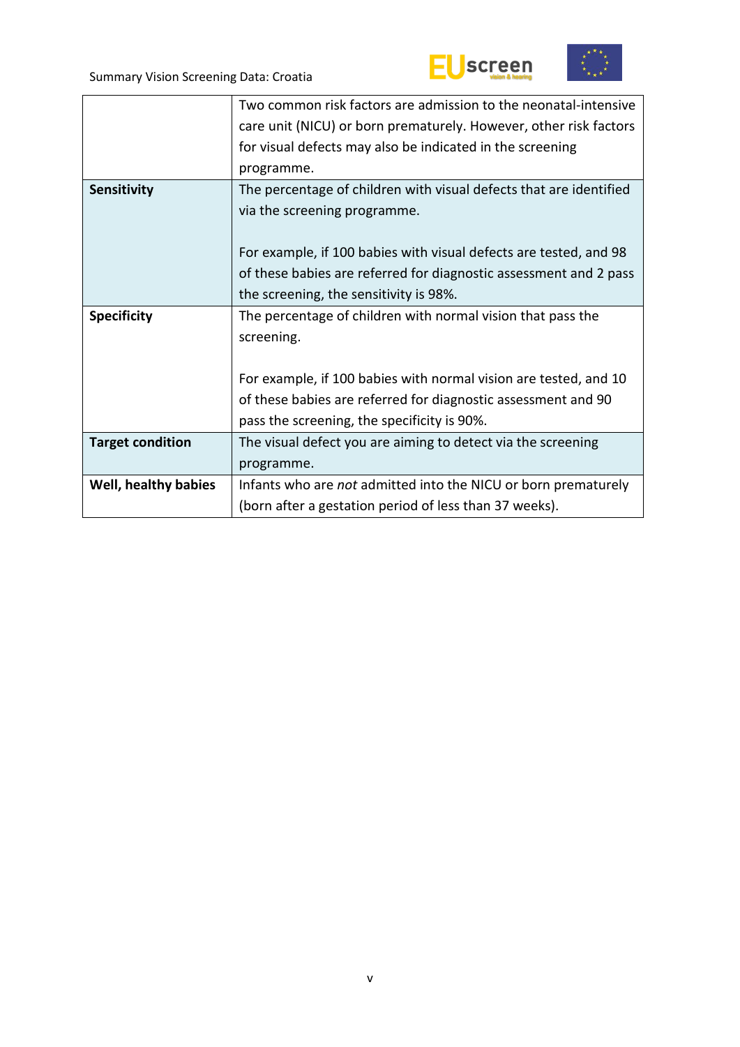| | |
|---|---|
| | Two common risk factors are admission to the neonatal-intensive care unit (NICU) or born prematurely. However, other risk factors for visual defects may also be indicated in the screening programme. |
| **Sensitivity** | The percentage of children with visual defects that are identified via the screening programme.<br><br>For example, if 100 babies with visual defects are tested, and 98 of these babies are referred for diagnostic assessment and 2 pass the screening, the sensitivity is 98%. |
| **Specificity** | The percentage of children with normal vision that pass the screening.<br><br>For example, if 100 babies with normal vision are tested, and 10 of these babies are referred for diagnostic assessment and 90 pass the screening, the specificity is 90%. |
| **Target condition** | The visual defect you are aiming to detect via the screening programme. |
| **Well, healthy babies** | Infants who are *not* admitted into the NICU or born prematurely (born after a gestation period of less than 37 weeks). |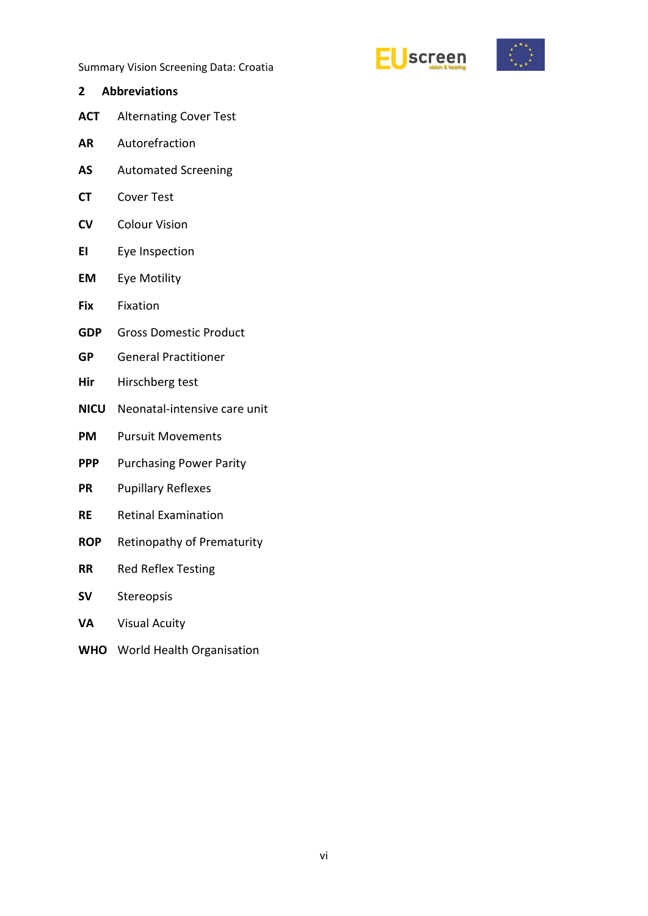## 2 Abbreviations

**ACT** Alternating Cover Test

**AR** Autorefraction

**AS** Automated Screening

**CT** Cover Test

**CV** Colour Vision

**EI** Eye Inspection

**EM** Eye Motility

**Fix** Fixation

**GDP** Gross Domestic Product

**GP** General Practitioner

**Hir** Hirschberg test

**NICU** Neonatal-intensive care unit

**PM** Pursuit Movements

**PPP** Purchasing Power Parity

**PR** Pupillary Reflexes

**RE** Retinal Examination

**ROP** Retinopathy of Prematurity

**RR** Red Reflex Testing

**SV** Stereopsis

**VA** Visual Acuity

**WHO** World Health Organisation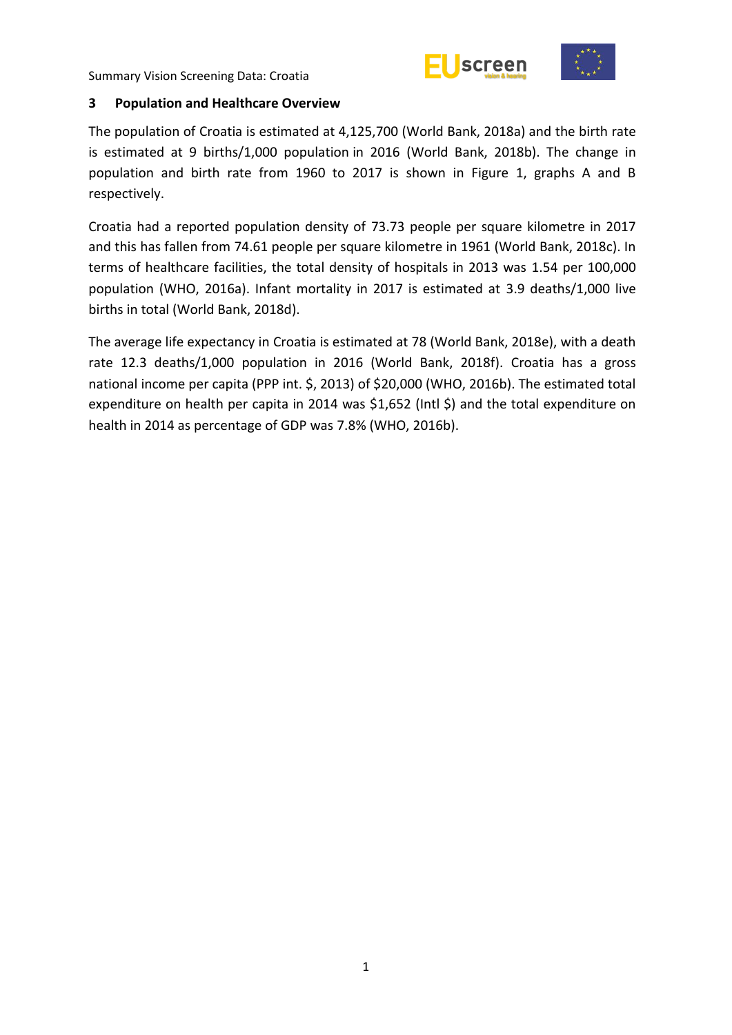## 3 Population and Healthcare Overview

The population of Croatia is estimated at 4,125,700 (World Bank, 2018a) and the birth rate is estimated at 9 births/1,000 population in 2016 (World Bank, 2018b). The change in population and birth rate from 1960 to 2017 is shown in Figure 1, graphs A and B respectively.

Croatia had a reported population density of 73.73 people per square kilometre in 2017 and this has fallen from 74.61 people per square kilometre in 1961 (World Bank, 2018c). In terms of healthcare facilities, the total density of hospitals in 2013 was 1.54 per 100,000 population (WHO, 2016a). Infant mortality in 2017 is estimated at 3.9 deaths/1,000 live births in total (World Bank, 2018d).

The average life expectancy in Croatia is estimated at 78 (World Bank, 2018e), with a death rate 12.3 deaths/1,000 population in 2016 (World Bank, 2018f). Croatia has a gross national income per capita (PPP int. $, 2013) of $20,000 (WHO, 2016b). The estimated total expenditure on health per capita in 2014 was $1,652 (Intl $) and the total expenditure on health in 2014 as percentage of GDP was 7.8% (WHO, 2016b).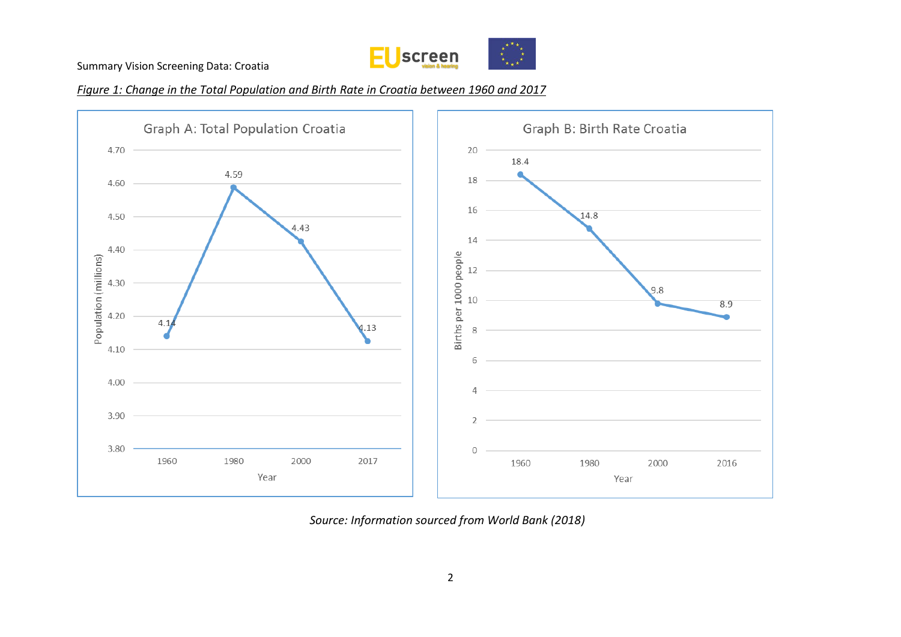*Figure 1: Change in the Total Population and Birth Rate in Croatia between 1960 and 2017*

**Graph A: Total Population Croatia**

| Year | Population (millions) |
|---|---|
| 1960 | 4.14 |
| 1980 | 4.59 |
| 2000 | 4.43 |
| 2017 | 4.13 |

**Graph B: Birth Rate Croatia**

| Year | Births per 1000 people |
|---|---|
| 1960 | 18.4 |
| 1980 | 14.8 |
| 2000 | 9.8 |
| 2016 | 8.9 |

*Source: Information sourced from World Bank (2018)*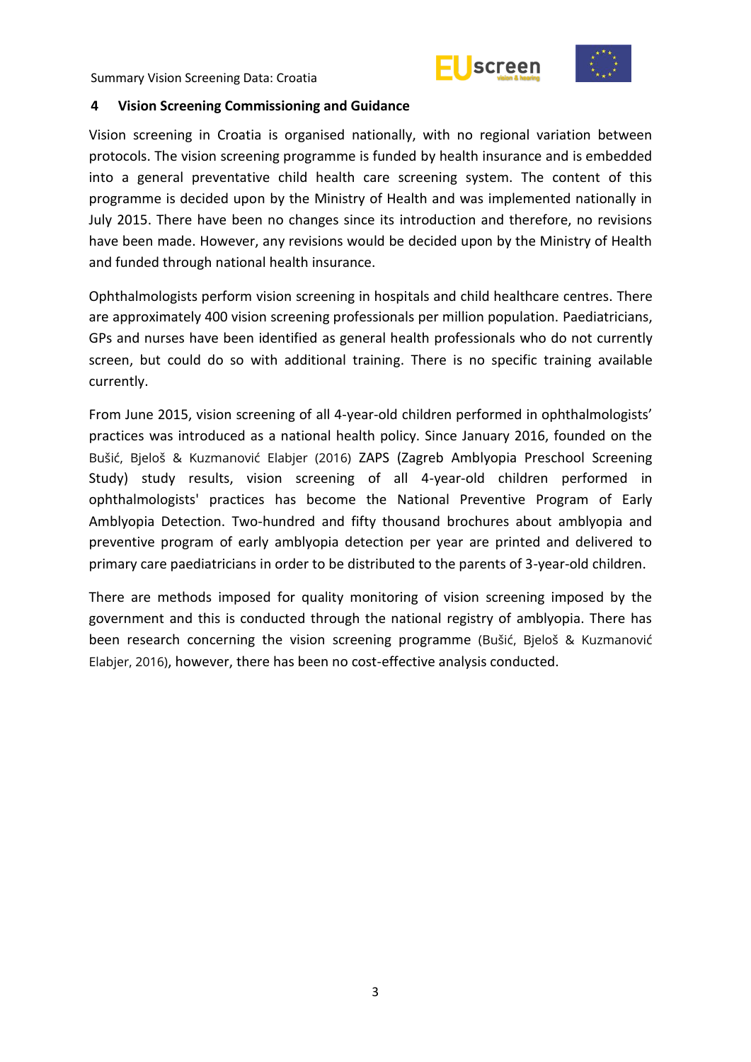## 4 Vision Screening Commissioning and Guidance

Vision screening in Croatia is organised nationally, with no regional variation between protocols. The vision screening programme is funded by health insurance and is embedded into a general preventative child health care screening system. The content of this programme is decided upon by the Ministry of Health and was implemented nationally in July 2015. There have been no changes since its introduction and therefore, no revisions have been made. However, any revisions would be decided upon by the Ministry of Health and funded through national health insurance.

Ophthalmologists perform vision screening in hospitals and child healthcare centres. There are approximately 400 vision screening professionals per million population. Paediatricians, GPs and nurses have been identified as general health professionals who do not currently screen, but could do so with additional training. There is no specific training available currently.

From June 2015, vision screening of all 4-year-old children performed in ophthalmologists' practices was introduced as a national health policy. Since January 2016, founded on the Bušić, Bjeloš & Kuzmanović Elabjer (2016) ZAPS (Zagreb Amblyopia Preschool Screening Study) study results, vision screening of all 4-year-old children performed in ophthalmologists' practices has become the National Preventive Program of Early Amblyopia Detection. Two-hundred and fifty thousand brochures about amblyopia and preventive program of early amblyopia detection per year are printed and delivered to primary care paediatricians in order to be distributed to the parents of 3-year-old children.

There are methods imposed for quality monitoring of vision screening imposed by the government and this is conducted through the national registry of amblyopia. There has been research concerning the vision screening programme (Bušić, Bjeloš & Kuzmanović Elabjer, 2016), however, there has been no cost-effective analysis conducted.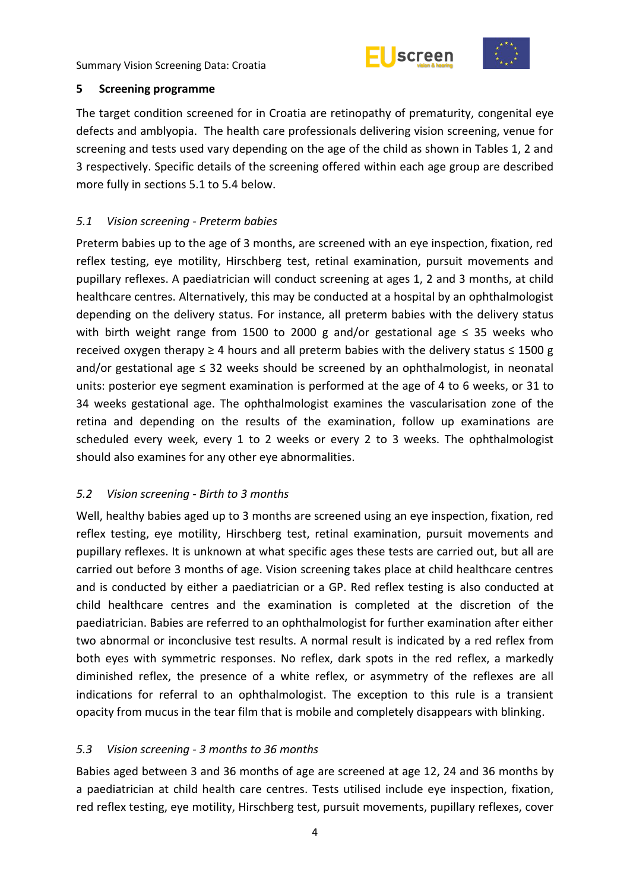## 5 Screening programme

The target condition screened for in Croatia are retinopathy of prematurity, congenital eye defects and amblyopia. The health care professionals delivering vision screening, venue for screening and tests used vary depending on the age of the child as shown in Tables 1, 2 and 3 respectively. Specific details of the screening offered within each age group are described more fully in sections 5.1 to 5.4 below.

### *5.1 Vision screening - Preterm babies*

Preterm babies up to the age of 3 months, are screened with an eye inspection, fixation, red reflex testing, eye motility, Hirschberg test, retinal examination, pursuit movements and pupillary reflexes. A paediatrician will conduct screening at ages 1, 2 and 3 months, at child healthcare centres. Alternatively, this may be conducted at a hospital by an ophthalmologist depending on the delivery status. For instance, all preterm babies with the delivery status with birth weight range from 1500 to 2000 g and/or gestational age ≤ 35 weeks who received oxygen therapy ≥ 4 hours and all preterm babies with the delivery status ≤ 1500 g and/or gestational age ≤ 32 weeks should be screened by an ophthalmologist, in neonatal units: posterior eye segment examination is performed at the age of 4 to 6 weeks, or 31 to 34 weeks gestational age. The ophthalmologist examines the vascularisation zone of the retina and depending on the results of the examination, follow up examinations are scheduled every week, every 1 to 2 weeks or every 2 to 3 weeks. The ophthalmologist should also examines for any other eye abnormalities.

### *5.2 Vision screening - Birth to 3 months*

Well, healthy babies aged up to 3 months are screened using an eye inspection, fixation, red reflex testing, eye motility, Hirschberg test, retinal examination, pursuit movements and pupillary reflexes. It is unknown at what specific ages these tests are carried out, but all are carried out before 3 months of age. Vision screening takes place at child healthcare centres and is conducted by either a paediatrician or a GP. Red reflex testing is also conducted at child healthcare centres and the examination is completed at the discretion of the paediatrician. Babies are referred to an ophthalmologist for further examination after either two abnormal or inconclusive test results. A normal result is indicated by a red reflex from both eyes with symmetric responses. No reflex, dark spots in the red reflex, a markedly diminished reflex, the presence of a white reflex, or asymmetry of the reflexes are all indications for referral to an ophthalmologist. The exception to this rule is a transient opacity from mucus in the tear film that is mobile and completely disappears with blinking.

### *5.3 Vision screening - 3 months to 36 months*

Babies aged between 3 and 36 months of age are screened at age 12, 24 and 36 months by a paediatrician at child health care centres. Tests utilised include eye inspection, fixation, red reflex testing, eye motility, Hirschberg test, pursuit movements, pupillary reflexes, cover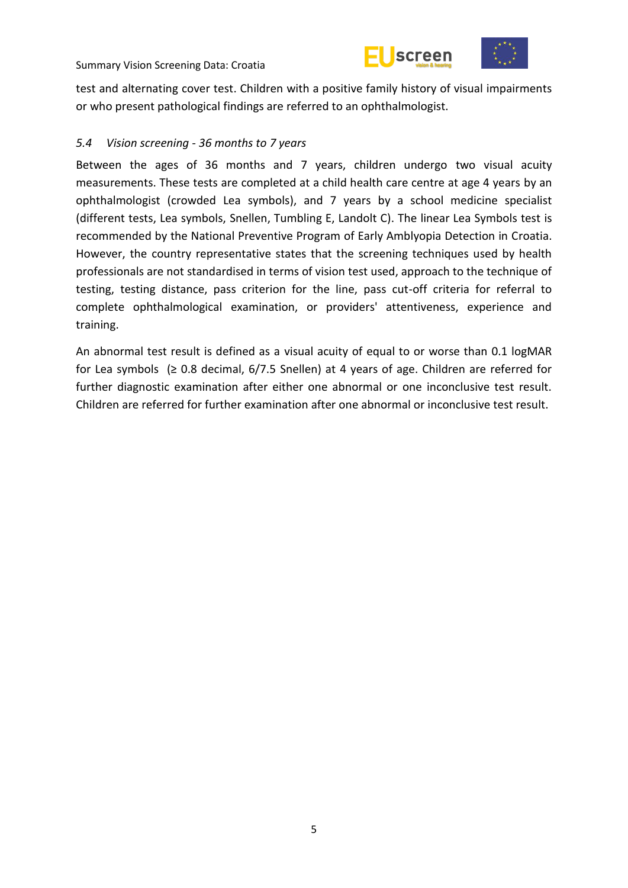test and alternating cover test. Children with a positive family history of visual impairments or who present pathological findings are referred to an ophthalmologist.

### *5.4 Vision screening - 36 months to 7 years*

Between the ages of 36 months and 7 years, children undergo two visual acuity measurements. These tests are completed at a child health care centre at age 4 years by an ophthalmologist (crowded Lea symbols), and 7 years by a school medicine specialist (different tests, Lea symbols, Snellen, Tumbling E, Landolt C). The linear Lea Symbols test is recommended by the National Preventive Program of Early Amblyopia Detection in Croatia. However, the country representative states that the screening techniques used by health professionals are not standardised in terms of vision test used, approach to the technique of testing, testing distance, pass criterion for the line, pass cut-off criteria for referral to complete ophthalmological examination, or providers' attentiveness, experience and training.

An abnormal test result is defined as a visual acuity of equal to or worse than 0.1 logMAR for Lea symbols ($\geq$ 0.8 decimal, 6/7.5 Snellen) at 4 years of age. Children are referred for further diagnostic examination after either one abnormal or one inconclusive test result. Children are referred for further examination after one abnormal or inconclusive test result.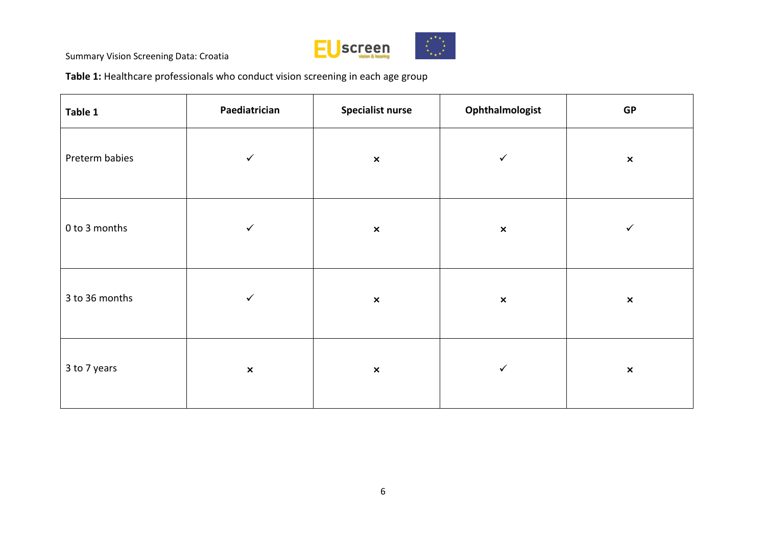**Table 1:** Healthcare professionals who conduct vision screening in each age group

| Table 1 | Paediatrician | Specialist nurse | Ophthalmologist | GP |
|---|---|---|---|---|
| Preterm babies | ✓ | × | ✓ | × |
| 0 to 3 months | ✓ | × | × | ✓ |
| 3 to 36 months | ✓ | × | × | × |
| 3 to 7 years | × | × | ✓ | × |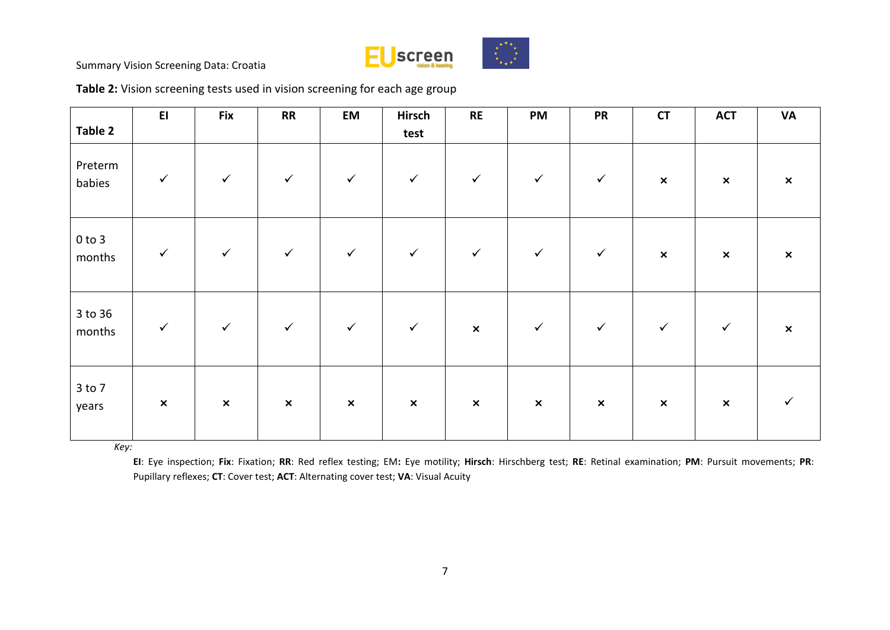**Table 2:** Vision screening tests used in vision screening for each age group

| Table 2 | EI | Fix | RR | EM | Hirsch test | RE | PM | PR | CT | ACT | VA |
|---|---|---|---|---|---|---|---|---|---|---|---|
| Preterm babies | ✓ | ✓ | ✓ | ✓ | ✓ | ✓ | ✓ | ✓ | × | × | × |
| 0 to 3 months | ✓ | ✓ | ✓ | ✓ | ✓ | ✓ | ✓ | ✓ | × | × | × |
| 3 to 36 months | ✓ | ✓ | ✓ | ✓ | ✓ | × | ✓ | ✓ | ✓ | ✓ | × |
| 3 to 7 years | × | × | × | × | × | × | × | × | × | × | ✓ |

*Key:*

**EI**: Eye inspection; **Fix**: Fixation; **RR**: Red reflex testing; EM**:** Eye motility; **Hirsch**: Hirschberg test; **RE**: Retinal examination; **PM**: Pursuit movements; **PR**: Pupillary reflexes; **CT**: Cover test; **ACT**: Alternating cover test; **VA**: Visual Acuity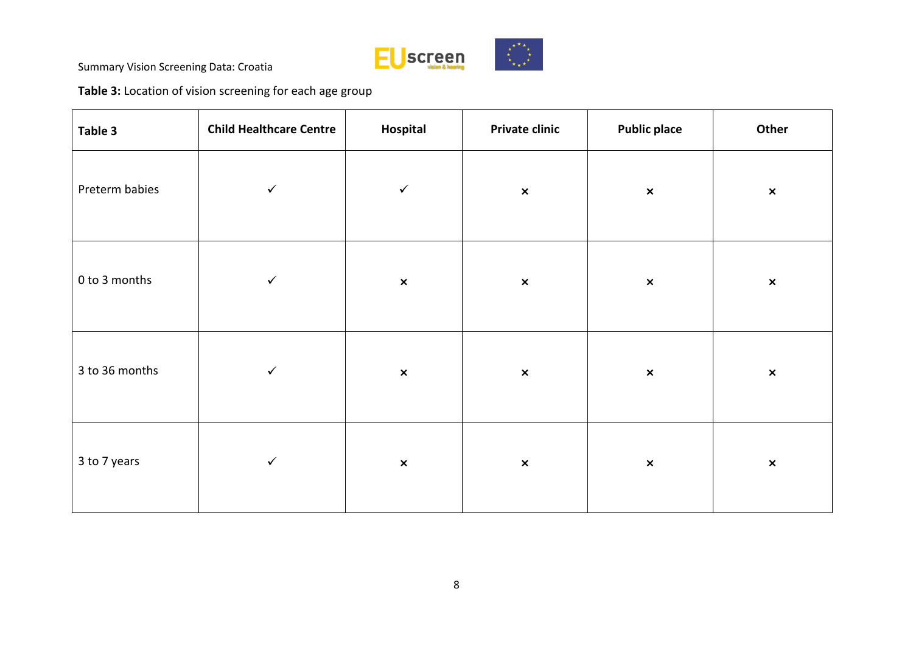**Table 3:** Location of vision screening for each age group

| Table 3 | Child Healthcare Centre | Hospital | Private clinic | Public place | Other |
|---|---|---|---|---|---|
| Preterm babies | ✓ | ✓ | × | × | × |
| 0 to 3 months | ✓ | × | × | × | × |
| 3 to 36 months | ✓ | × | × | × | × |
| 3 to 7 years | ✓ | × | × | × | × |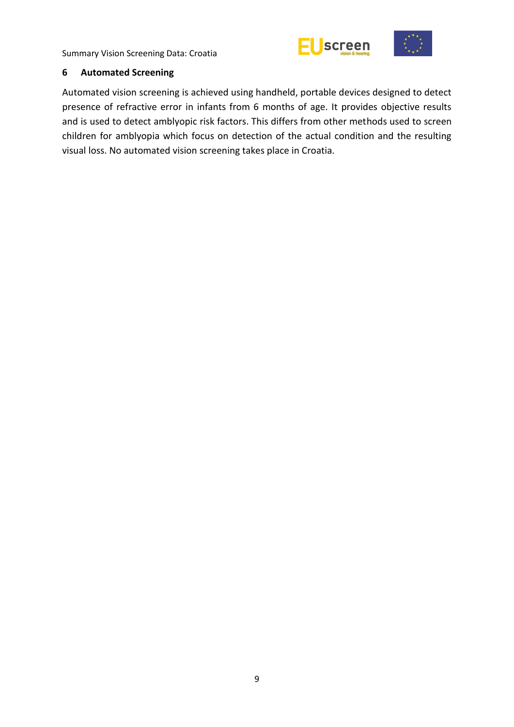# 6 Automated Screening

Automated vision screening is achieved using handheld, portable devices designed to detect presence of refractive error in infants from 6 months of age. It provides objective results and is used to detect amblyopic risk factors. This differs from other methods used to screen children for amblyopia which focus on detection of the actual condition and the resulting visual loss. No automated vision screening takes place in Croatia.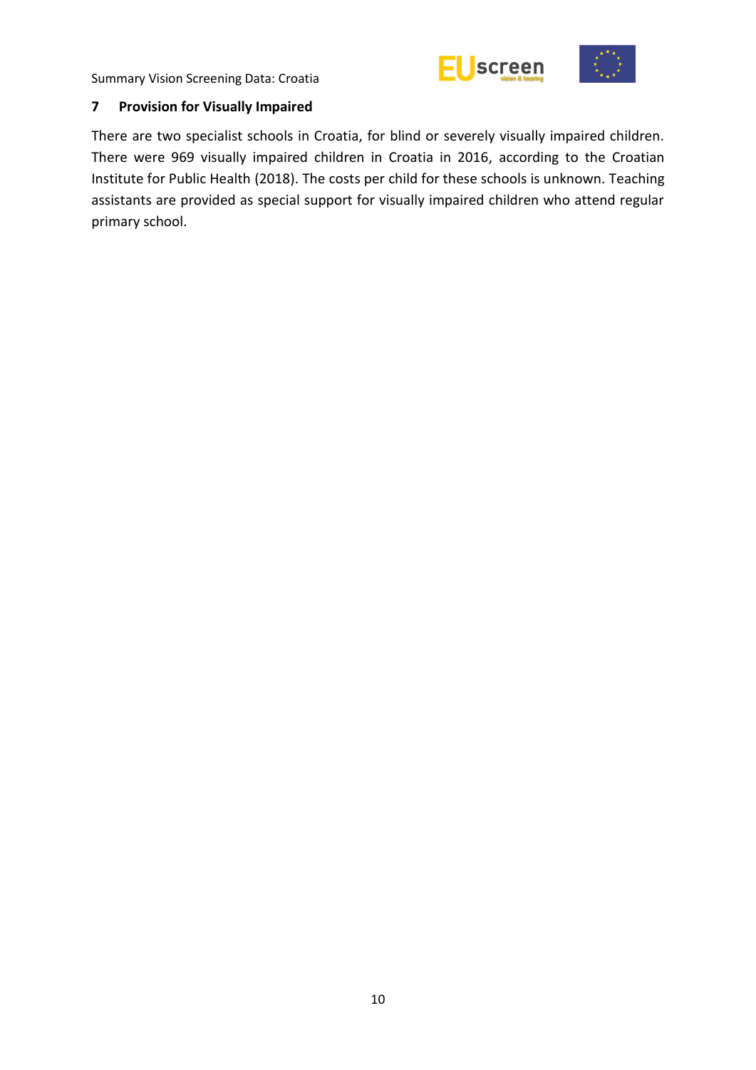## 7 Provision for Visually Impaired

There are two specialist schools in Croatia, for blind or severely visually impaired children. There were 969 visually impaired children in Croatia in 2016, according to the Croatian Institute for Public Health (2018). The costs per child for these schools is unknown. Teaching assistants are provided as special support for visually impaired children who attend regular primary school.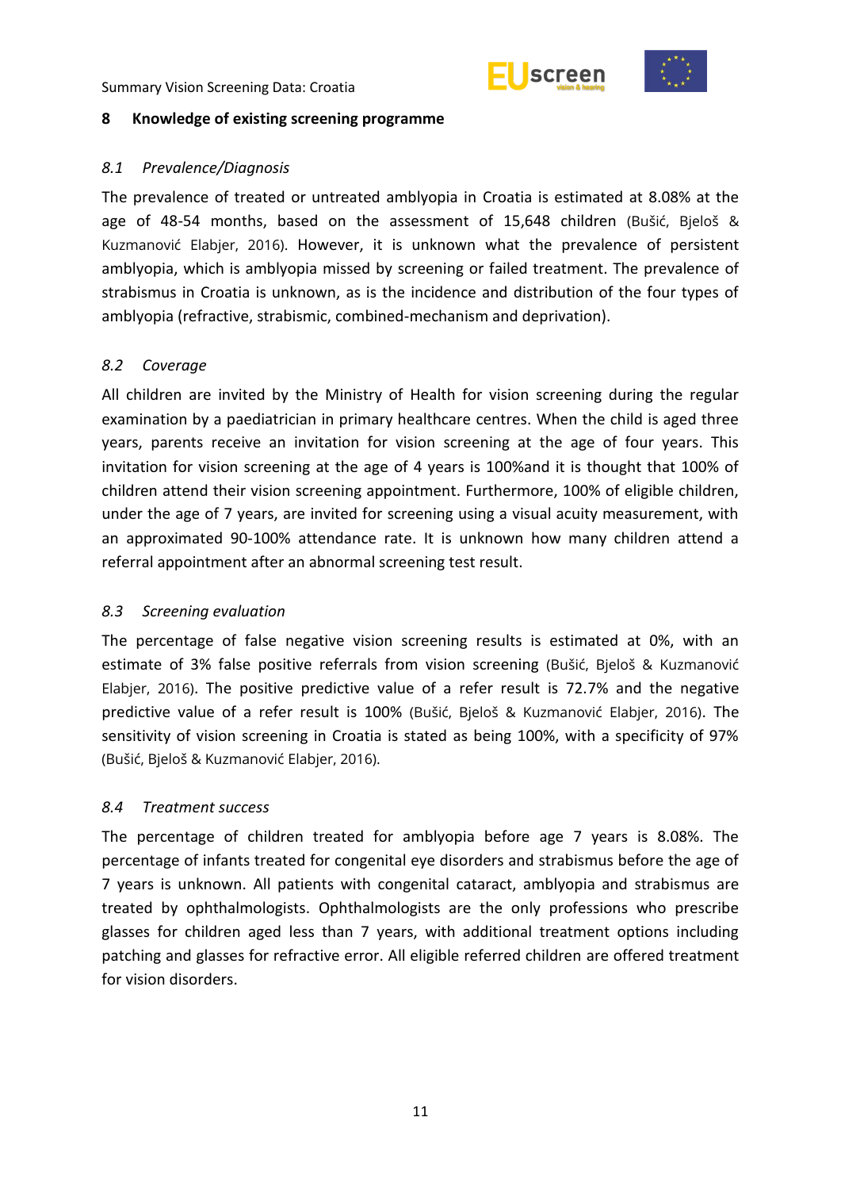## 8 Knowledge of existing screening programme

### *8.1 Prevalence/Diagnosis*

The prevalence of treated or untreated amblyopia in Croatia is estimated at 8.08% at the age of 48-54 months, based on the assessment of 15,648 children (Bušić, Bjeloš & Kuzmanović Elabjer, 2016). However, it is unknown what the prevalence of persistent amblyopia, which is amblyopia missed by screening or failed treatment. The prevalence of strabismus in Croatia is unknown, as is the incidence and distribution of the four types of amblyopia (refractive, strabismic, combined-mechanism and deprivation).

### *8.2 Coverage*

All children are invited by the Ministry of Health for vision screening during the regular examination by a paediatrician in primary healthcare centres. When the child is aged three years, parents receive an invitation for vision screening at the age of four years. This invitation for vision screening at the age of 4 years is 100%and it is thought that 100% of children attend their vision screening appointment. Furthermore, 100% of eligible children, under the age of 7 years, are invited for screening using a visual acuity measurement, with an approximated 90-100% attendance rate. It is unknown how many children attend a referral appointment after an abnormal screening test result.

### *8.3 Screening evaluation*

The percentage of false negative vision screening results is estimated at 0%, with an estimate of 3% false positive referrals from vision screening (Bušić, Bjeloš & Kuzmanović Elabjer, 2016). The positive predictive value of a refer result is 72.7% and the negative predictive value of a refer result is 100% (Bušić, Bjeloš & Kuzmanović Elabjer, 2016). The sensitivity of vision screening in Croatia is stated as being 100%, with a specificity of 97% (Bušić, Bjeloš & Kuzmanović Elabjer, 2016).

### *8.4 Treatment success*

The percentage of children treated for amblyopia before age 7 years is 8.08%. The percentage of infants treated for congenital eye disorders and strabismus before the age of 7 years is unknown. All patients with congenital cataract, amblyopia and strabismus are treated by ophthalmologists. Ophthalmologists are the only professions who prescribe glasses for children aged less than 7 years, with additional treatment options including patching and glasses for refractive error. All eligible referred children are offered treatment for vision disorders.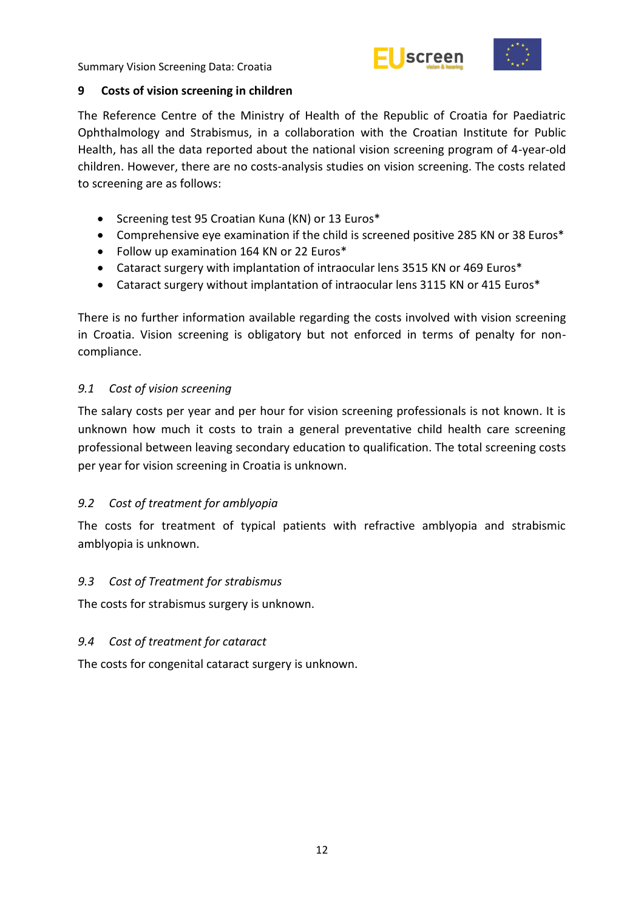## 9 Costs of vision screening in children

The Reference Centre of the Ministry of Health of the Republic of Croatia for Paediatric Ophthalmology and Strabismus, in a collaboration with the Croatian Institute for Public Health, has all the data reported about the national vision screening program of 4-year-old children. However, there are no costs-analysis studies on vision screening. The costs related to screening are as follows:

- Screening test 95 Croatian Kuna (KN) or 13 Euros*
- Comprehensive eye examination if the child is screened positive 285 KN or 38 Euros*
- Follow up examination 164 KN or 22 Euros*
- Cataract surgery with implantation of intraocular lens 3515 KN or 469 Euros*
- Cataract surgery without implantation of intraocular lens 3115 KN or 415 Euros*

There is no further information available regarding the costs involved with vision screening in Croatia. Vision screening is obligatory but not enforced in terms of penalty for non-compliance.

### *9.1 Cost of vision screening*

The salary costs per year and per hour for vision screening professionals is not known. It is unknown how much it costs to train a general preventative child health care screening professional between leaving secondary education to qualification. The total screening costs per year for vision screening in Croatia is unknown.

### *9.2 Cost of treatment for amblyopia*

The costs for treatment of typical patients with refractive amblyopia and strabismic amblyopia is unknown.

### *9.3 Cost of Treatment for strabismus*

The costs for strabismus surgery is unknown.

### *9.4 Cost of treatment for cataract*

The costs for congenital cataract surgery is unknown.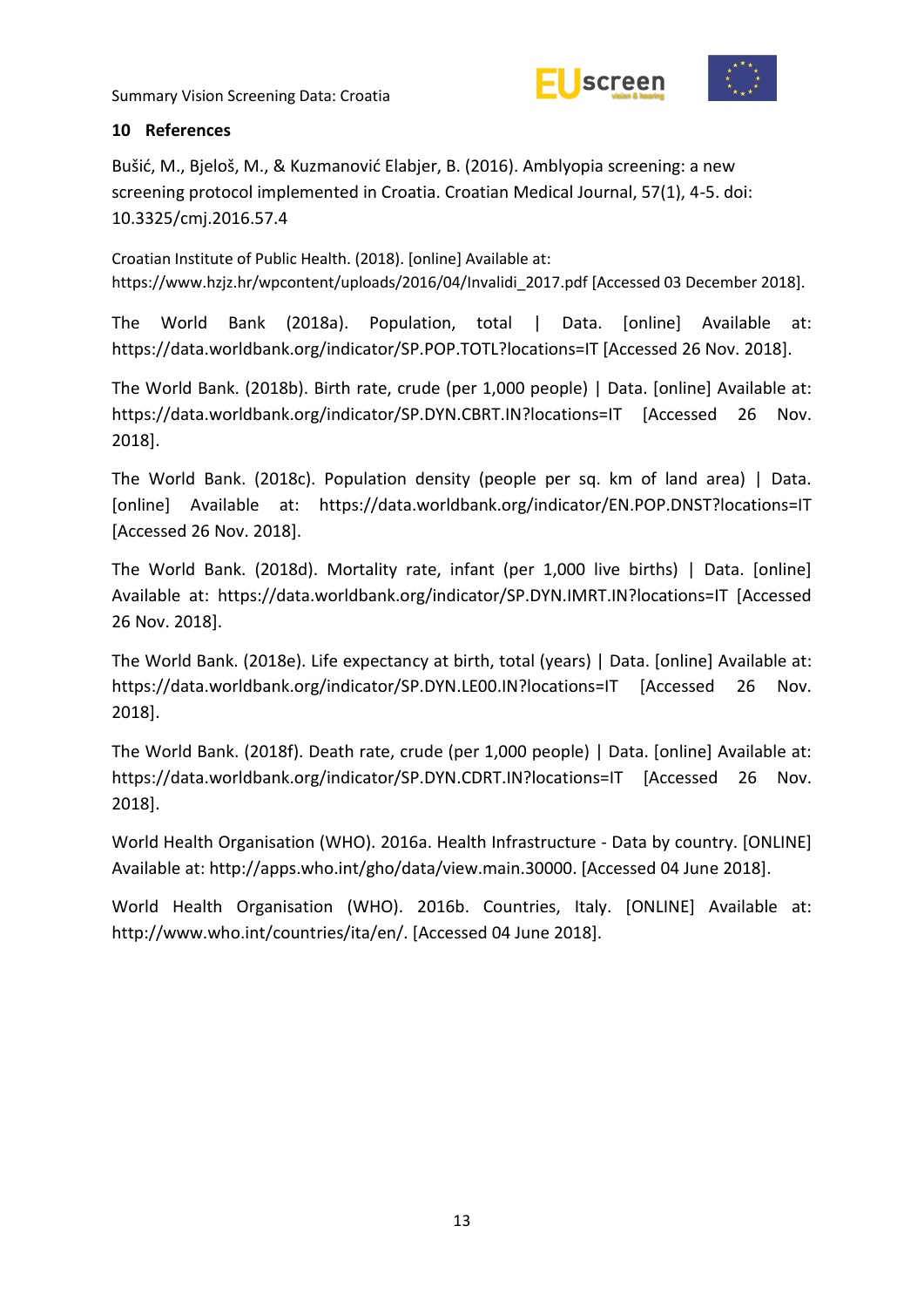## 10 References

Bušić, M., Bjeloš, M., & Kuzmanović Elabjer, B. (2016). Amblyopia screening: a new screening protocol implemented in Croatia. Croatian Medical Journal, 57(1), 4-5. doi: 10.3325/cmj.2016.57.4

Croatian Institute of Public Health. (2018). [online] Available at: https://www.hzjz.hr/wpcontent/uploads/2016/04/Invalidi_2017.pdf [Accessed 03 December 2018].

The World Bank (2018a). Population, total | Data. [online] Available at: https://data.worldbank.org/indicator/SP.POP.TOTL?locations=IT [Accessed 26 Nov. 2018].

The World Bank. (2018b). Birth rate, crude (per 1,000 people) | Data. [online] Available at: https://data.worldbank.org/indicator/SP.DYN.CBRT.IN?locations=IT [Accessed 26 Nov. 2018].

The World Bank. (2018c). Population density (people per sq. km of land area) | Data. [online] Available at: https://data.worldbank.org/indicator/EN.POP.DNST?locations=IT [Accessed 26 Nov. 2018].

The World Bank. (2018d). Mortality rate, infant (per 1,000 live births) | Data. [online] Available at: https://data.worldbank.org/indicator/SP.DYN.IMRT.IN?locations=IT [Accessed 26 Nov. 2018].

The World Bank. (2018e). Life expectancy at birth, total (years) | Data. [online] Available at: https://data.worldbank.org/indicator/SP.DYN.LE00.IN?locations=IT [Accessed 26 Nov. 2018].

The World Bank. (2018f). Death rate, crude (per 1,000 people) | Data. [online] Available at: https://data.worldbank.org/indicator/SP.DYN.CDRT.IN?locations=IT [Accessed 26 Nov. 2018].

World Health Organisation (WHO). 2016a. Health Infrastructure - Data by country. [ONLINE] Available at: http://apps.who.int/gho/data/view.main.30000. [Accessed 04 June 2018].

World Health Organisation (WHO). 2016b. Countries, Italy. [ONLINE] Available at: http://www.who.int/countries/ita/en/. [Accessed 04 June 2018].